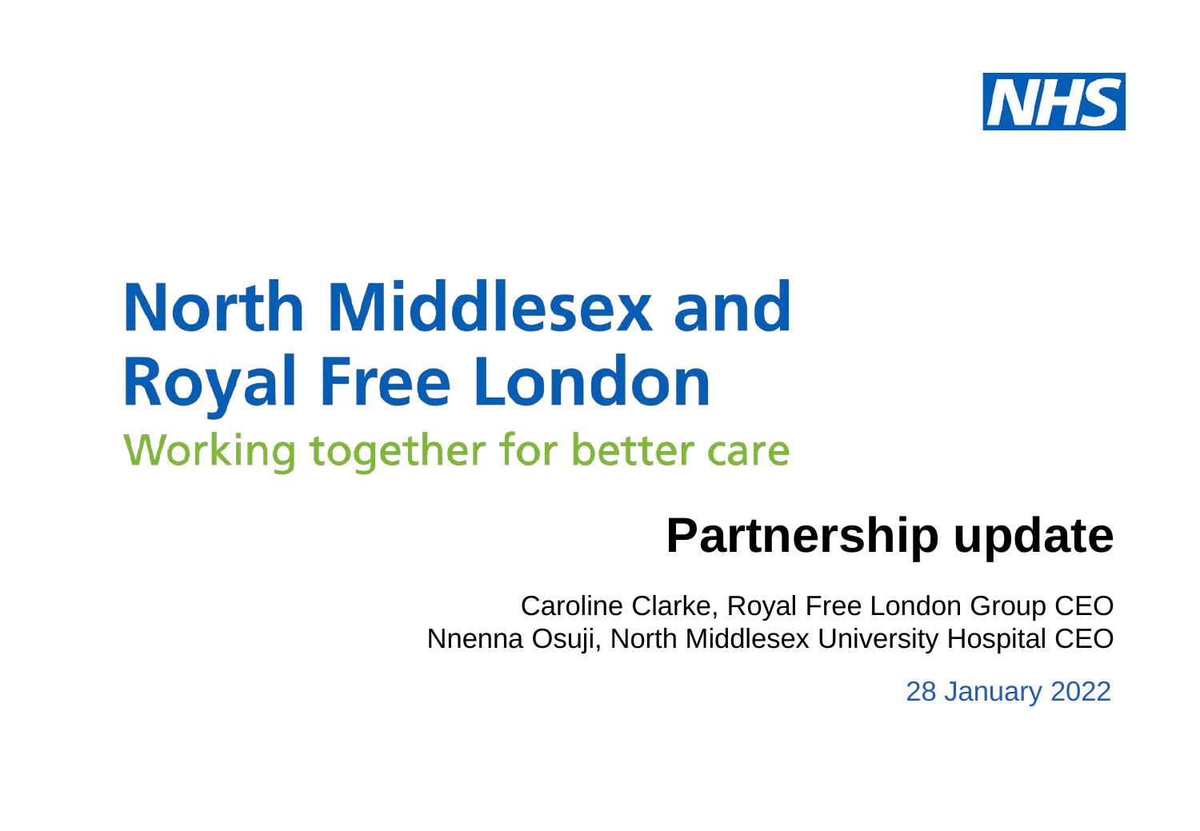NHS

# North Middlesex and Royal Free London

Working together for better care

## Partnership update

Caroline Clarke, Royal Free London Group CEO
Nnenna Osuji, North Middlesex University Hospital CEO

28 January 2022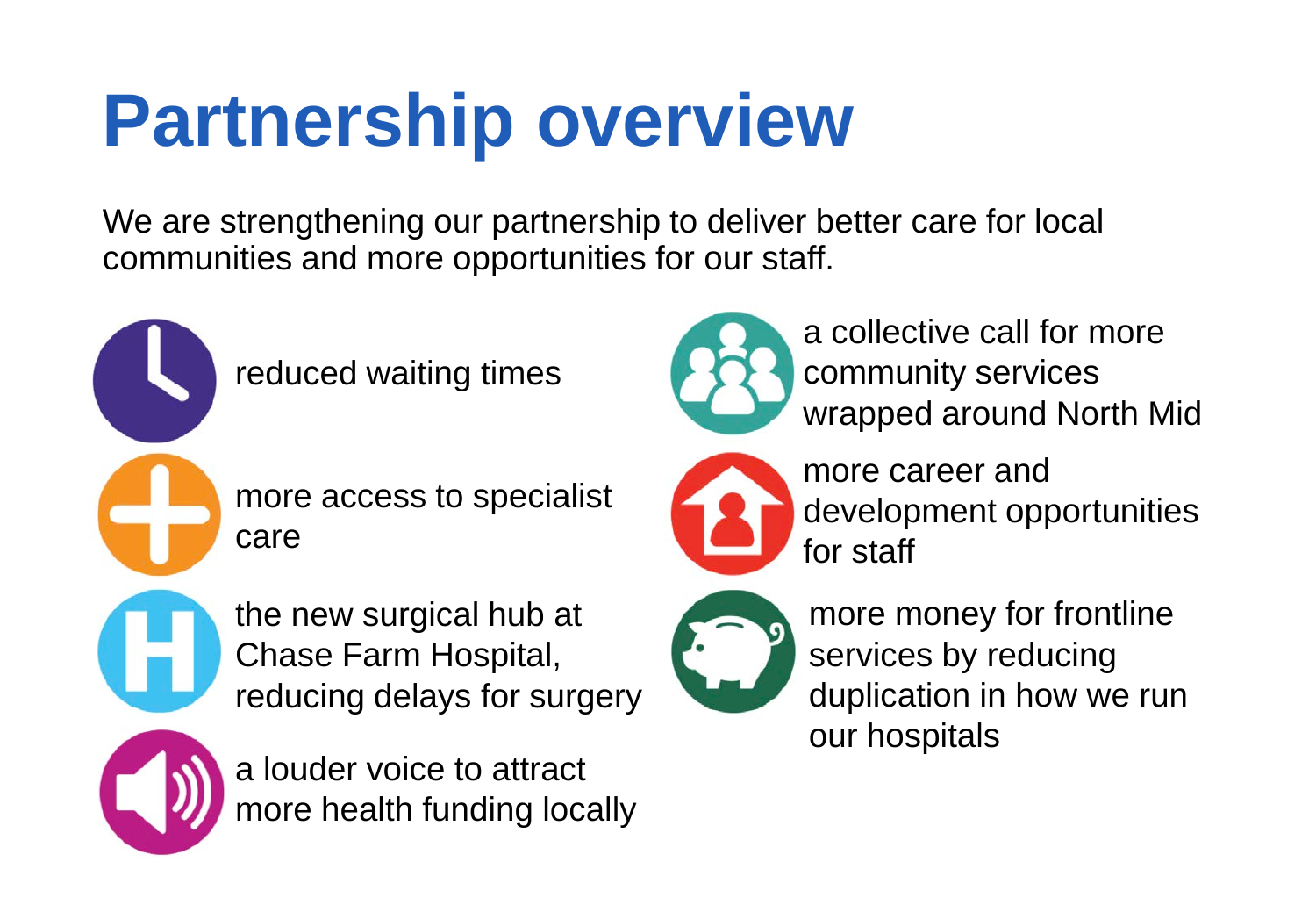# Partnership overview

We are strengthening our partnership to deliver better care for local communities and more opportunities for our staff.

- reduced waiting times
- more access to specialist care
- the new surgical hub at Chase Farm Hospital, reducing delays for surgery
- a louder voice to attract more health funding locally
- a collective call for more community services wrapped around North Mid
- more career and development opportunities for staff
- more money for frontline services by reducing duplication in how we run our hospitals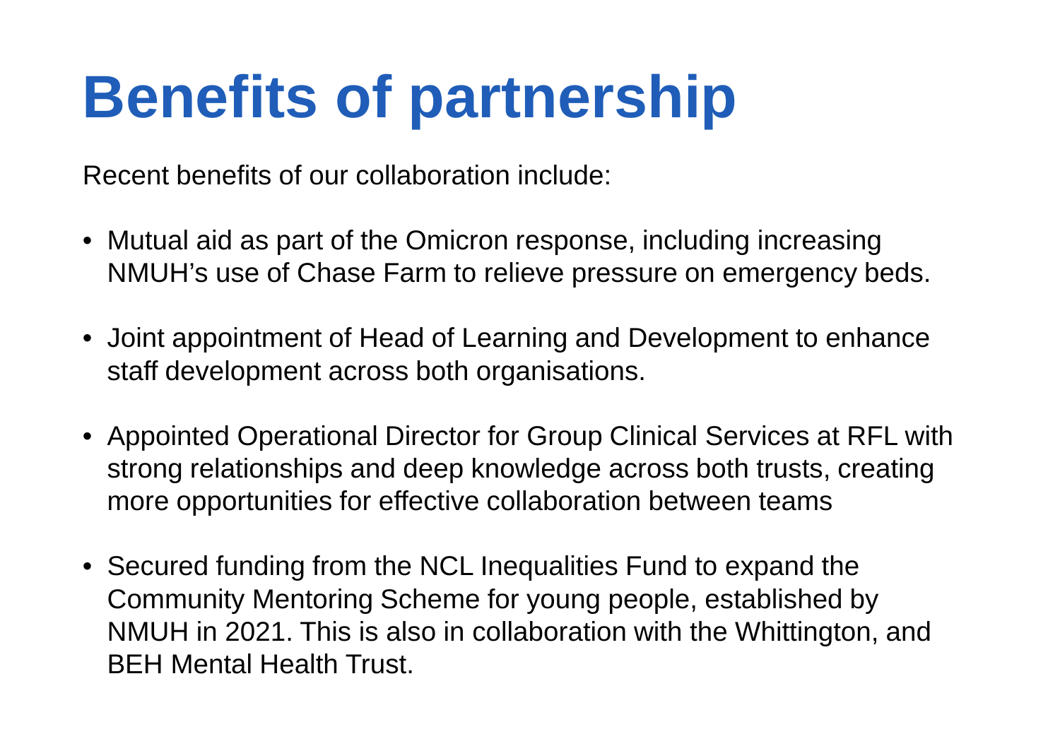# Benefits of partnership

Recent benefits of our collaboration include:

- Mutual aid as part of the Omicron response, including increasing NMUH's use of Chase Farm to relieve pressure on emergency beds.
- Joint appointment of Head of Learning and Development to enhance staff development across both organisations.
- Appointed Operational Director for Group Clinical Services at RFL with strong relationships and deep knowledge across both trusts, creating more opportunities for effective collaboration between teams
- Secured funding from the NCL Inequalities Fund to expand the Community Mentoring Scheme for young people, established by NMUH in 2021. This is also in collaboration with the Whittington, and BEH Mental Health Trust.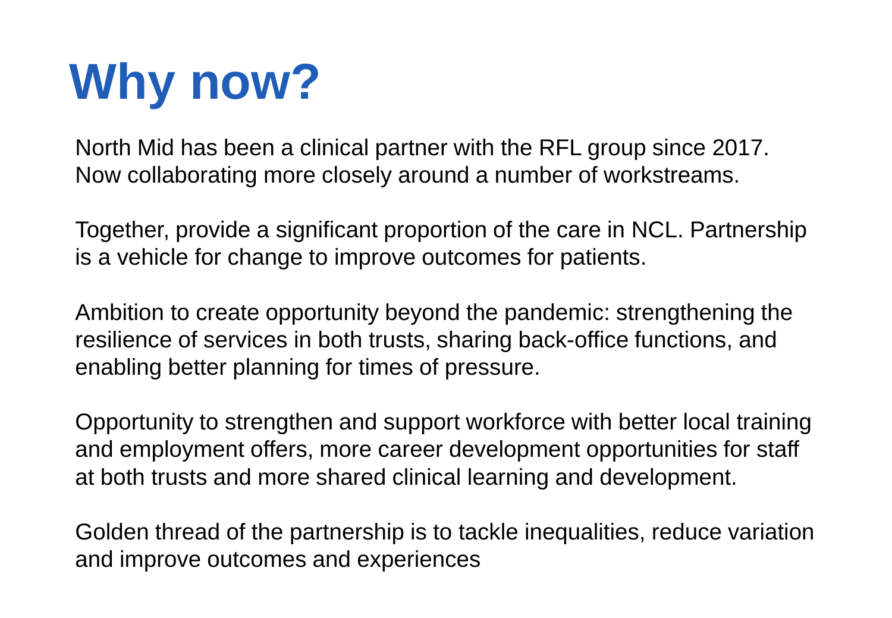# Why now?

North Mid has been a clinical partner with the RFL group since 2017. Now collaborating more closely around a number of workstreams.

Together, provide a significant proportion of the care in NCL. Partnership is a vehicle for change to improve outcomes for patients.

Ambition to create opportunity beyond the pandemic: strengthening the resilience of services in both trusts, sharing back-office functions, and enabling better planning for times of pressure.

Opportunity to strengthen and support workforce with better local training and employment offers, more career development opportunities for staff at both trusts and more shared clinical learning and development.

Golden thread of the partnership is to tackle inequalities, reduce variation and improve outcomes and experiences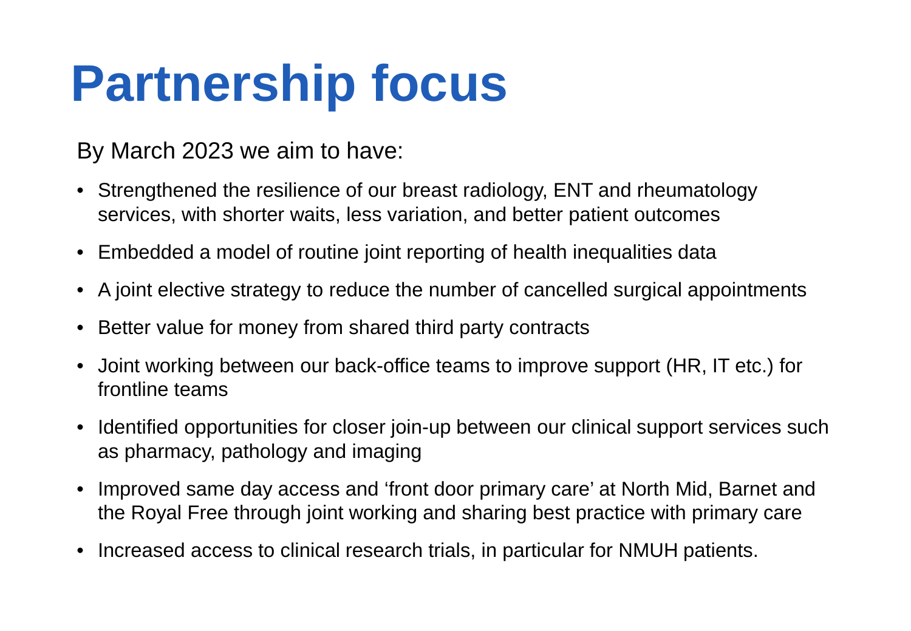# Partnership focus

By March 2023 we aim to have:

- Strengthened the resilience of our breast radiology, ENT and rheumatology services, with shorter waits, less variation, and better patient outcomes
- Embedded a model of routine joint reporting of health inequalities data
- A joint elective strategy to reduce the number of cancelled surgical appointments
- Better value for money from shared third party contracts
- Joint working between our back-office teams to improve support (HR, IT etc.) for frontline teams
- Identified opportunities for closer join-up between our clinical support services such as pharmacy, pathology and imaging
- Improved same day access and 'front door primary care' at North Mid, Barnet and the Royal Free through joint working and sharing best practice with primary care
- Increased access to clinical research trials, in particular for NMUH patients.